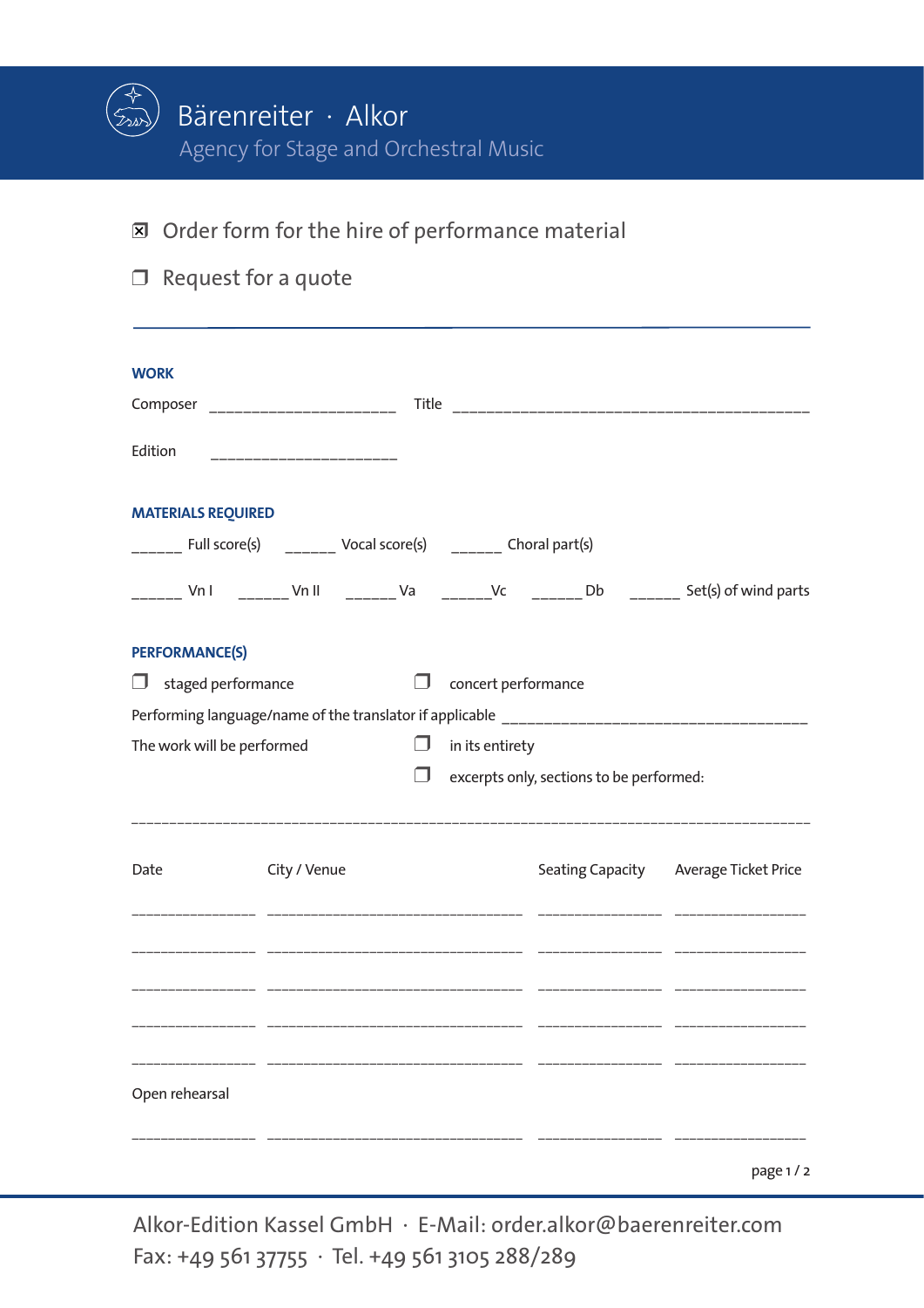# Bärenreiter · Alkor

Agency for Stage and Orchestral Music

☒ Order form for the hire of performance material

☐ Request for a quote

---

## WORK

Composer ______________________ Title ____________________________________________

Edition ______________________

## MATERIALS REQUIRED

______ Full score(s) ______ Vocal score(s) ______ Choral part(s)

______ Vn I ______ Vn II ______ Va ______Vc ______ Db ______ Set(s) of wind parts

## PERFORMANCE(S)

☐ staged performance ☐ concert performance

Performing language/name of the translator if applicable ____________________________________

The work will be performed
☐ in its entirety
☐ excerpts only, sections to be performed:

__________________________________________________________________________________________

| Date | City / Venue | Seating Capacity | Average Ticket Price |
|---|---|---|---|
| _______________ | ________________________________ | _______________ | _________________ |
| _______________ | ________________________________ | _______________ | _________________ |
| _______________ | ________________________________ | _______________ | _________________ |
| _______________ | ________________________________ | _______________ | _________________ |
| _______________ | ________________________________ | _______________ | _________________ |

Open rehearsal

| _______________ | ________________________________ | _______________ | _________________ |
|---|---|---|---|

Alkor-Edition Kassel GmbH · E-Mail: order.alkor@baerenreiter.com
Fax: +49 561 37755 · Tel. +49 561 3105 288/289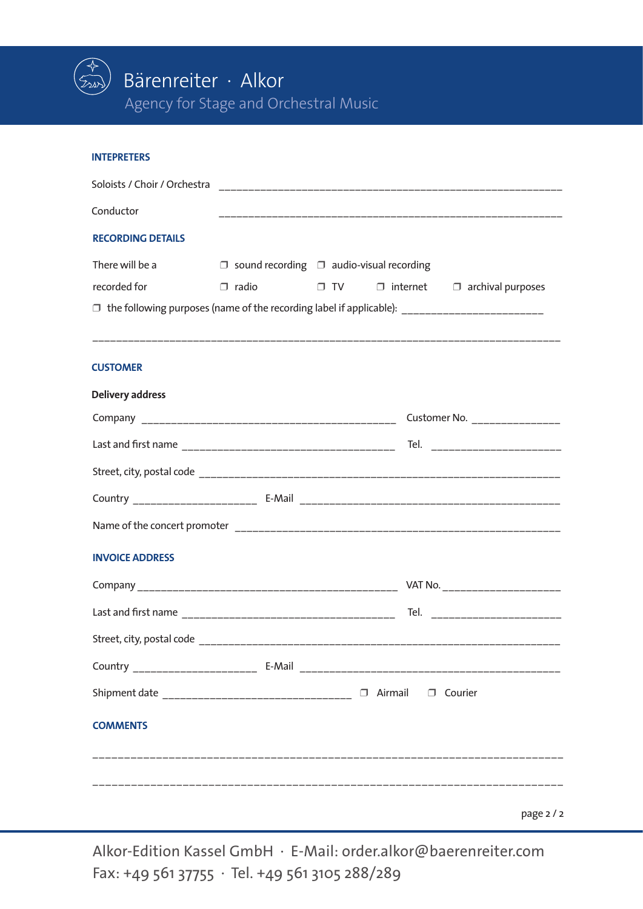# Bärenreiter · Alkor

Agency for Stage and Orchestral Music

## INTEPRETERS

Soloists / Choir / Orchestra ____________________________________________________________

Conductor ____________________________________________________________

## RECORDING DETAILS

There will be a ❒ sound recording ❒ audio-visual recording

recorded for ❒ radio ❒ TV ❒ internet ❒ archival purposes

❒ the following purposes (name of the recording label if applicable): ________________________

________________________________________________________________________________

## CUSTOMER

**Delivery address**

Company _____________________________________________ Customer No. _______________

Last and first name _____________________________________ Tel. ______________________

Street, city, postal code ______________________________________________________________

Country _____________________ E-Mail _____________________________________________

Name of the concert promoter ________________________________________________________

## INVOICE ADDRESS

Company _____________________________________________ VAT No. ____________________

Last and first name _____________________________________ Tel. ______________________

Street, city, postal code ______________________________________________________________

Country _____________________ E-Mail _____________________________________________

Shipment date _________________________________ ❒ Airmail ❒ Courier

## COMMENTS

________________________________________________________________________________

________________________________________________________________________________

Alkor-Edition Kassel GmbH · E-Mail: order.alkor@baerenreiter.com
Fax: +49 561 37755 · Tel. +49 561 3105 288/289